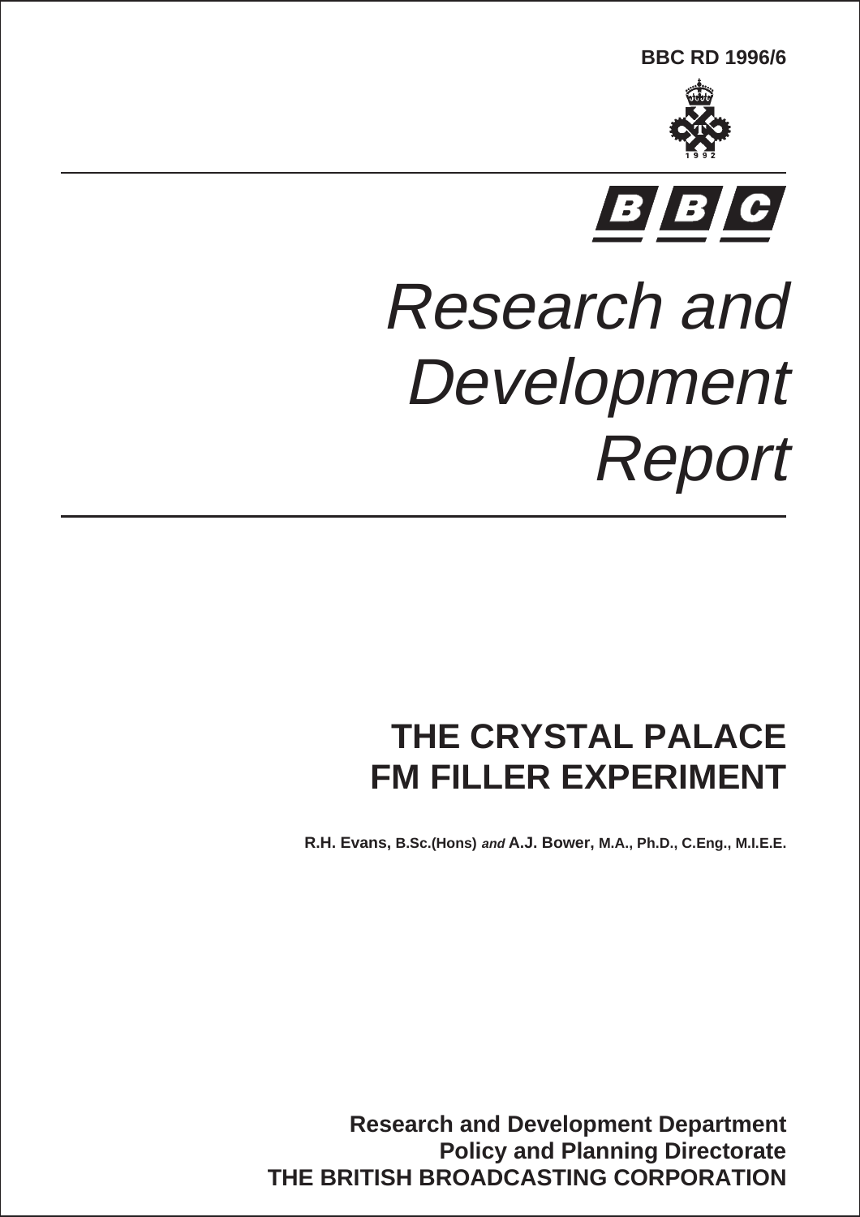BBC RD 1996/6

BBC

# Research and Development Report

## THE CRYSTAL PALACE FM FILLER EXPERIMENT

**R.H. Evans,** B.Sc.(Hons) *and* **A.J. Bower,** M.A., Ph.D., C.Eng., M.I.E.E.

**Research and Development Department**
**Policy and Planning Directorate**
**THE BRITISH BROADCASTING CORPORATION**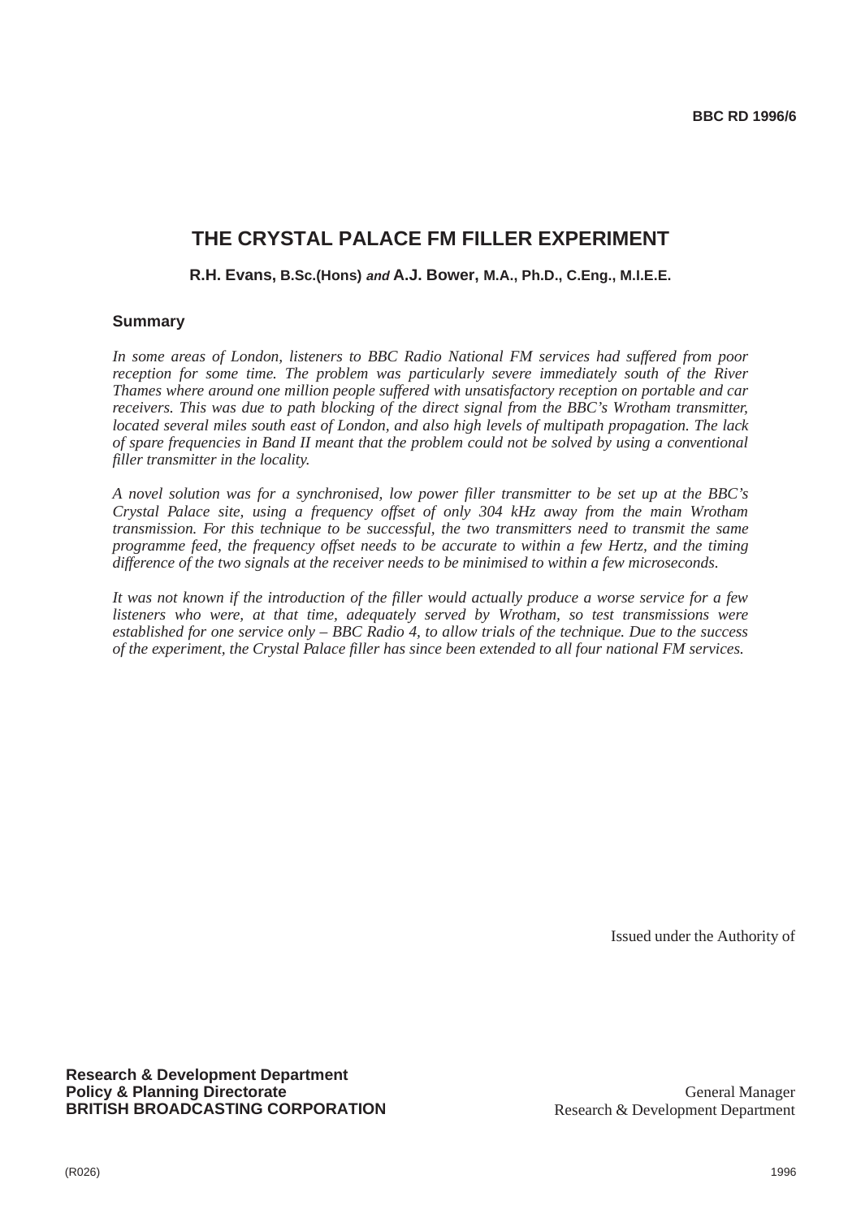**BBC RD 1996/6**

# THE CRYSTAL PALACE FM FILLER EXPERIMENT

**R.H. Evans, B.Sc.(Hons)** ***and*** **A.J. Bower, M.A., Ph.D., C.Eng., M.I.E.E.**

## Summary

*In some areas of London, listeners to BBC Radio National FM services had suffered from poor reception for some time. The problem was particularly severe immediately south of the River Thames where around one million people suffered with unsatisfactory reception on portable and car receivers. This was due to path blocking of the direct signal from the BBC's Wrotham transmitter, located several miles south east of London, and also high levels of multipath propagation. The lack of spare frequencies in Band II meant that the problem could not be solved by using a conventional filler transmitter in the locality.*

*A novel solution was for a synchronised, low power filler transmitter to be set up at the BBC's Crystal Palace site, using a frequency offset of only 304 kHz away from the main Wrotham transmission. For this technique to be successful, the two transmitters need to transmit the same programme feed, the frequency offset needs to be accurate to within a few Hertz, and the timing difference of the two signals at the receiver needs to be minimised to within a few microseconds.*

*It was not known if the introduction of the filler would actually produce a worse service for a few listeners who were, at that time, adequately served by Wrotham, so test transmissions were established for one service only – BBC Radio 4, to allow trials of the technique. Due to the success of the experiment, the Crystal Palace filler has since been extended to all four national FM services.*

Issued under the Authority of

**Research & Development Department**
**Policy & Planning Directorate**
**BRITISH BROADCASTING CORPORATION**

General Manager
Research & Development Department

(R026)

1996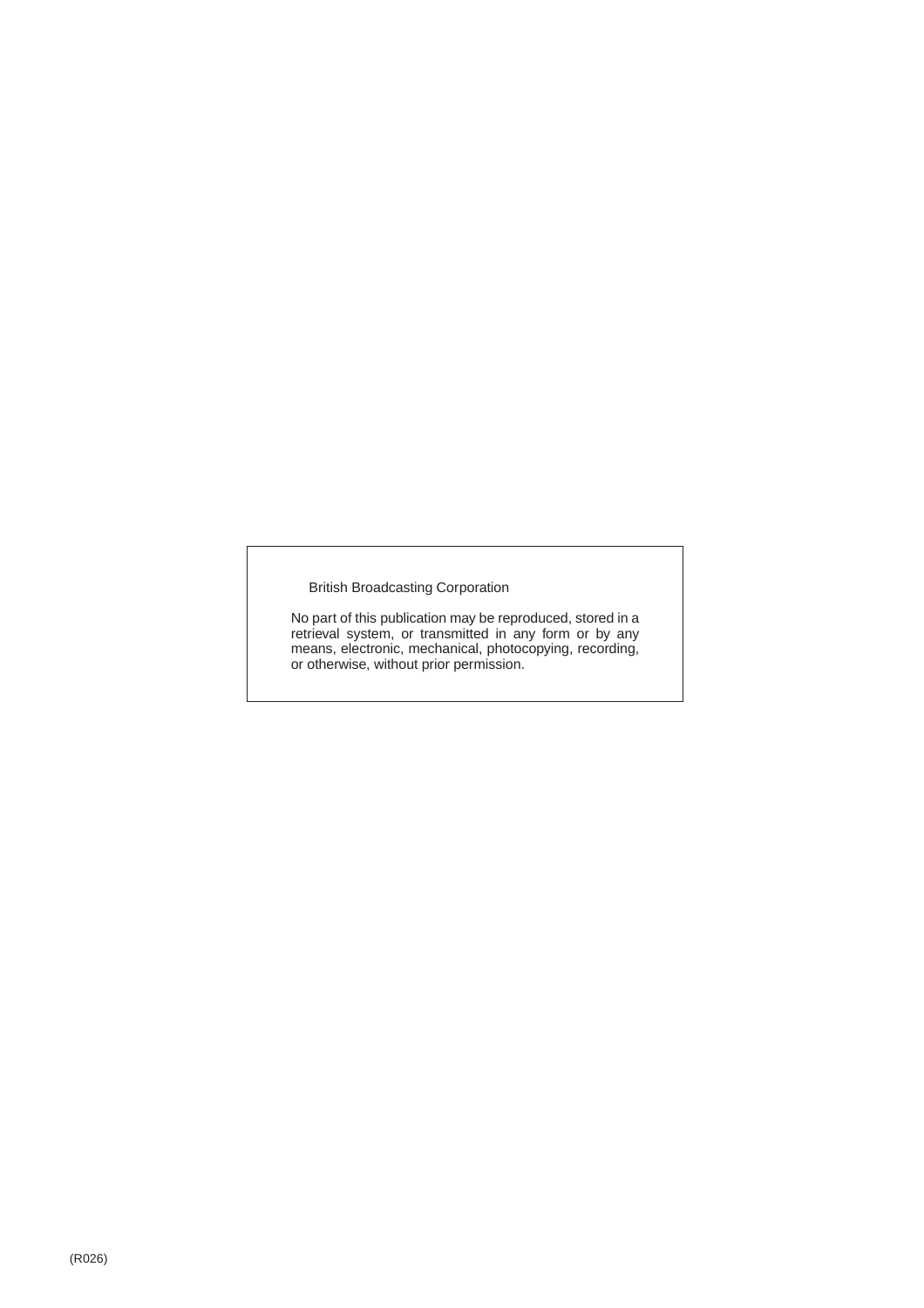British Broadcasting Corporation

No part of this publication may be reproduced, stored in a retrieval system, or transmitted in any form or by any means, electronic, mechanical, photocopying, recording, or otherwise, without prior permission.

(R026)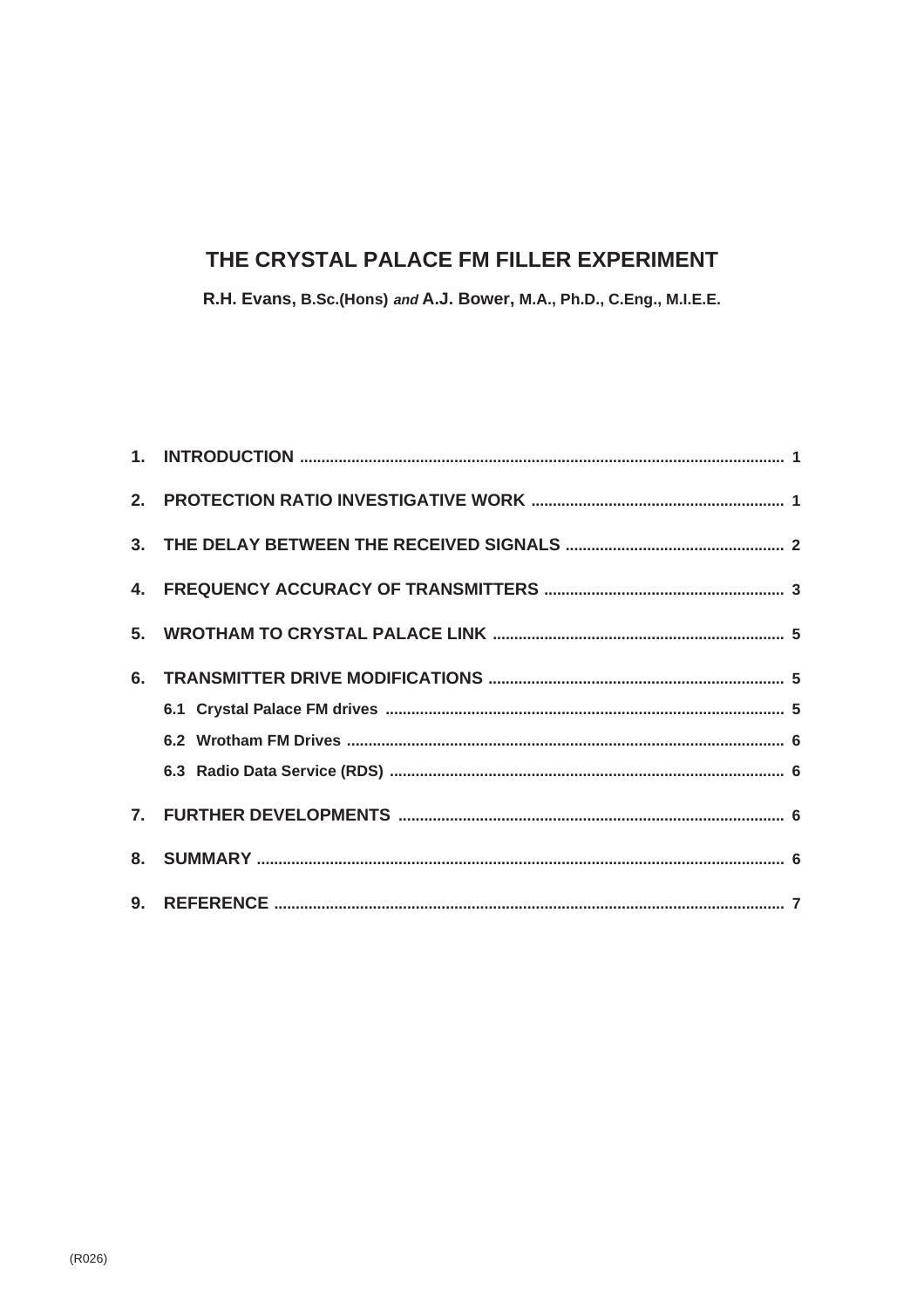# THE CRYSTAL PALACE FM FILLER EXPERIMENT

**R.H. Evans, B.Sc.(Hons)** ***and*** **A.J. Bower, M.A., Ph.D., C.Eng., M.I.E.E.**

**1. INTRODUCTION ........................................................ 1**

**2. PROTECTION RATIO INVESTIGATIVE WORK ........................................................ 1**

**3. THE DELAY BETWEEN THE RECEIVED SIGNALS ........................................................ 2**

**4. FREQUENCY ACCURACY OF TRANSMITTERS ........................................................ 3**

**5. WROTHAM TO CRYSTAL PALACE LINK ........................................................ 5**

**6. TRANSMITTER DRIVE MODIFICATIONS ........................................................ 5**

- **6.1 Crystal Palace FM drives ........................................................ 5**
- **6.2 Wrotham FM Drives ........................................................ 6**
- **6.3 Radio Data Service (RDS) ........................................................ 6**

**7. FURTHER DEVELOPMENTS ........................................................ 6**

**8. SUMMARY ........................................................ 6**

**9. REFERENCE ........................................................ 7**

(R026)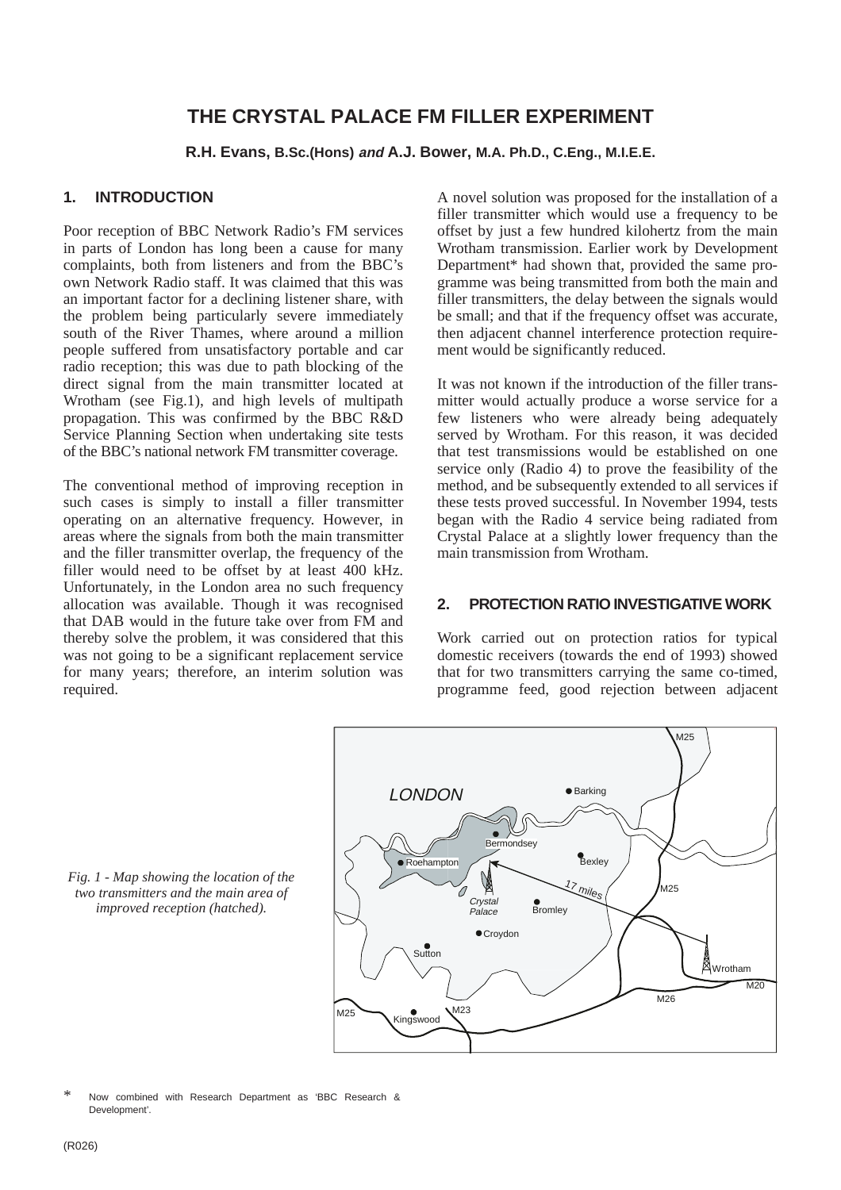# THE CRYSTAL PALACE FM FILLER EXPERIMENT

**R.H. Evans, B.Sc.(Hons) *and* A.J. Bower, M.A. Ph.D., C.Eng., M.I.E.E.**

## 1. INTRODUCTION

Poor reception of BBC Network Radio's FM services in parts of London has long been a cause for many complaints, both from listeners and from the BBC's own Network Radio staff. It was claimed that this was an important factor for a declining listener share, with the problem being particularly severe immediately south of the River Thames, where around a million people suffered from unsatisfactory portable and car radio reception; this was due to path blocking of the direct signal from the main transmitter located at Wrotham (see Fig.1), and high levels of multipath propagation. This was confirmed by the BBC R&D Service Planning Section when undertaking site tests of the BBC's national network FM transmitter coverage.

The conventional method of improving reception in such cases is simply to install a filler transmitter operating on an alternative frequency. However, in areas where the signals from both the main transmitter and the filler transmitter overlap, the frequency of the filler would need to be offset by at least 400 kHz. Unfortunately, in the London area no such frequency allocation was available. Though it was recognised that DAB would in the future take over from FM and thereby solve the problem, it was considered that this was not going to be a significant replacement service for many years; therefore, an interim solution was required.

A novel solution was proposed for the installation of a filler transmitter which would use a frequency to be offset by just a few hundred kilohertz from the main Wrotham transmission. Earlier work by Development Department* had shown that, provided the same programme was being transmitted from both the main and filler transmitters, the delay between the signals would be small; and that if the frequency offset was accurate, then adjacent channel interference protection requirement would be significantly reduced.

It was not known if the introduction of the filler transmitter would actually produce a worse service for a few listeners who were already being adequately served by Wrotham. For this reason, it was decided that test transmissions would be established on one service only (Radio 4) to prove the feasibility of the method, and be subsequently extended to all services if these tests proved successful. In November 1994, tests began with the Radio 4 service being radiated from Crystal Palace at a slightly lower frequency than the main transmission from Wrotham.

## 2. PROTECTION RATIO INVESTIGATIVE WORK

Work carried out on protection ratios for typical domestic receivers (towards the end of 1993) showed that for two transmitters carrying the same co-timed, programme feed, good rejection between adjacent

*Fig. 1 - Map showing the location of the two transmitters and the main area of improved reception (hatched).*

\* Now combined with Research Department as 'BBC Research & Development'.

(R026)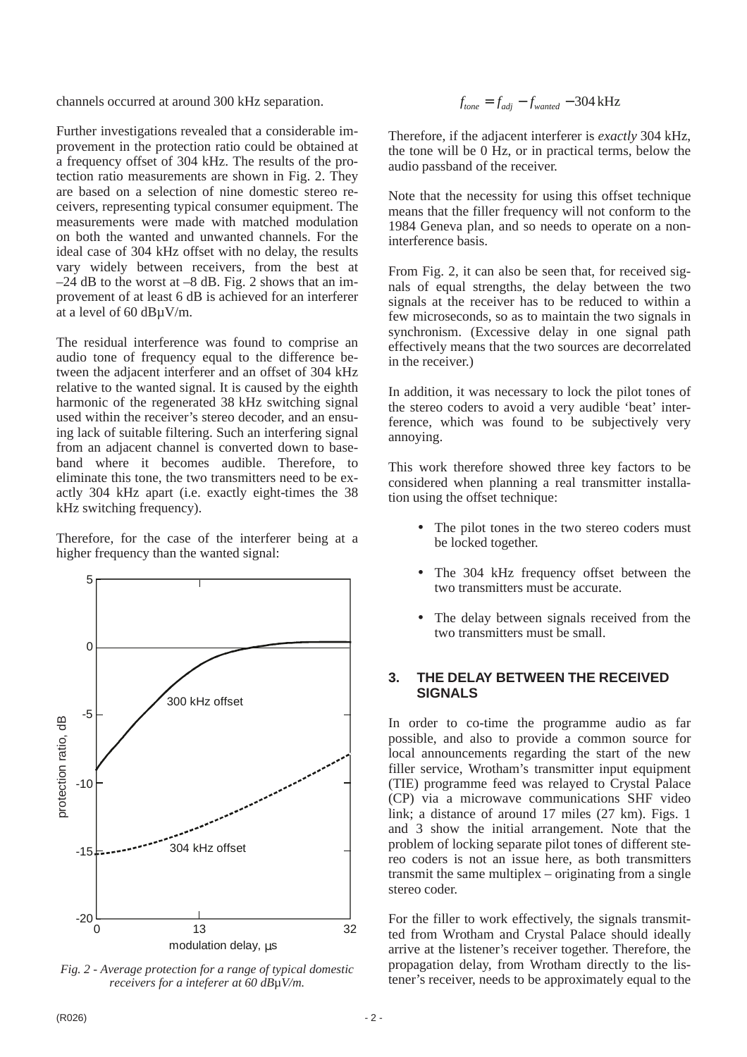channels occurred at around 300 kHz separation.

Further investigations revealed that a considerable improvement in the protection ratio could be obtained at a frequency offset of 304 kHz. The results of the protection ratio measurements are shown in Fig. 2. They are based on a selection of nine domestic stereo receivers, representing typical consumer equipment. The measurements were made with matched modulation on both the wanted and unwanted channels. For the ideal case of 304 kHz offset with no delay, the results vary widely between receivers, from the best at –24 dB to the worst at –8 dB. Fig. 2 shows that an improvement of at least 6 dB is achieved for an interferer at a level of 60 dBμV/m.

The residual interference was found to comprise an audio tone of frequency equal to the difference between the adjacent interferer and an offset of 304 kHz relative to the wanted signal. It is caused by the eighth harmonic of the regenerated 38 kHz switching signal used within the receiver's stereo decoder, and an ensuing lack of suitable filtering. Such an interfering signal from an adjacent channel is converted down to baseband where it becomes audible. Therefore, to eliminate this tone, the two transmitters need to be exactly 304 kHz apart (i.e. exactly eight-times the 38 kHz switching frequency).

Therefore, for the case of the interferer being at a higher frequency than the wanted signal:

*Fig. 2 - Average protection for a range of typical domestic receivers for a inteferer at 60 dBμV/m.*

$$f_{tone} = f_{adj} - f_{wanted} - 304\,\text{kHz}$$

Therefore, if the adjacent interferer is *exactly* 304 kHz, the tone will be 0 Hz, or in practical terms, below the audio passband of the receiver.

Note that the necessity for using this offset technique means that the filler frequency will not conform to the 1984 Geneva plan, and so needs to operate on a non-interference basis.

From Fig. 2, it can also be seen that, for received signals of equal strengths, the delay between the two signals at the receiver has to be reduced to within a few microseconds, so as to maintain the two signals in synchronism. (Excessive delay in one signal path effectively means that the two sources are decorrelated in the receiver.)

In addition, it was necessary to lock the pilot tones of the stereo coders to avoid a very audible 'beat' interference, which was found to be subjectively very annoying.

This work therefore showed three key factors to be considered when planning a real transmitter installation using the offset technique:

- The pilot tones in the two stereo coders must be locked together.
- The 304 kHz frequency offset between the two transmitters must be accurate.
- The delay between signals received from the two transmitters must be small.

## 3. THE DELAY BETWEEN THE RECEIVED SIGNALS

In order to co-time the programme audio as far possible, and also to provide a common source for local announcements regarding the start of the new filler service, Wrotham's transmitter input equipment (TIE) programme feed was relayed to Crystal Palace (CP) via a microwave communications SHF video link; a distance of around 17 miles (27 km). Figs. 1 and 3 show the initial arrangement. Note that the problem of locking separate pilot tones of different stereo coders is not an issue here, as both transmitters transmit the same multiplex – originating from a single stereo coder.

For the filler to work effectively, the signals transmitted from Wrotham and Crystal Palace should ideally arrive at the listener's receiver together. Therefore, the propagation delay, from Wrotham directly to the listener's receiver, needs to be approximately equal to the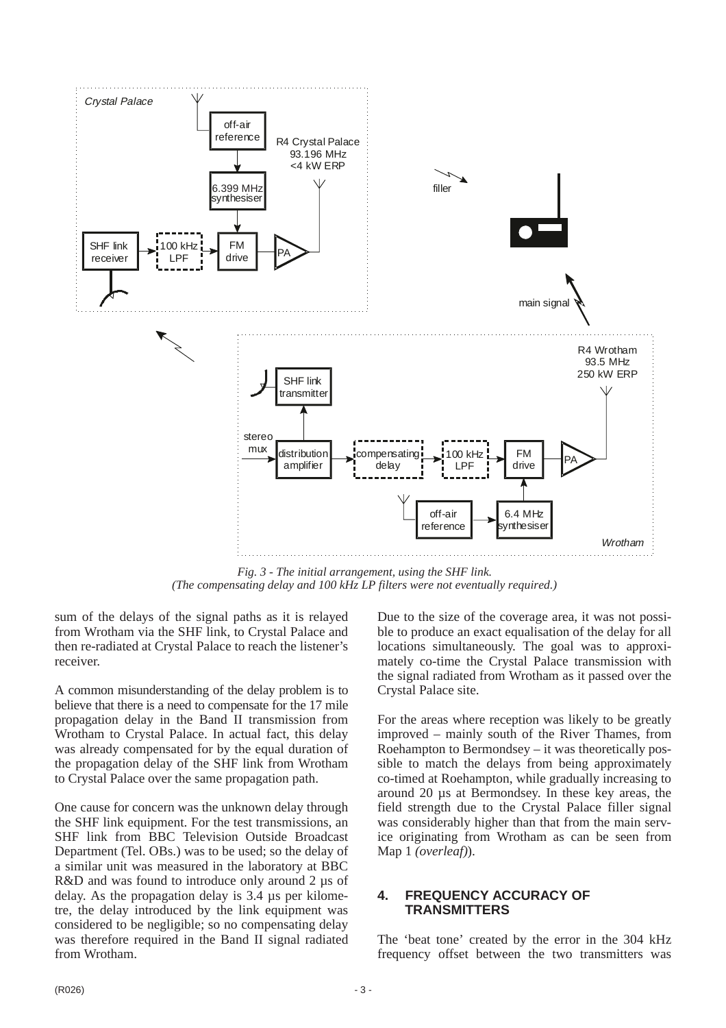*Fig. 3 - The initial arrangement, using the SHF link.*
*(The compensating delay and 100 kHz LP filters were not eventually required.)*

sum of the delays of the signal paths as it is relayed from Wrotham via the SHF link, to Crystal Palace and then re-radiated at Crystal Palace to reach the listener's receiver.

A common misunderstanding of the delay problem is to believe that there is a need to compensate for the 17 mile propagation delay in the Band II transmission from Wrotham to Crystal Palace. In actual fact, this delay was already compensated for by the equal duration of the propagation delay of the SHF link from Wrotham to Crystal Palace over the same propagation path.

One cause for concern was the unknown delay through the SHF link equipment. For the test transmissions, an SHF link from BBC Television Outside Broadcast Department (Tel. OBs.) was to be used; so the delay of a similar unit was measured in the laboratory at BBC R&D and was found to introduce only around 2 µs of delay. As the propagation delay is 3.4 µs per kilometre, the delay introduced by the link equipment was considered to be negligible; so no compensating delay was therefore required in the Band II signal radiated from Wrotham.

Due to the size of the coverage area, it was not possible to produce an exact equalisation of the delay for all locations simultaneously. The goal was to approximately co-time the Crystal Palace transmission with the signal radiated from Wrotham as it passed over the Crystal Palace site.

For the areas where reception was likely to be greatly improved – mainly south of the River Thames, from Roehampton to Bermondsey – it was theoretically possible to match the delays from being approximately co-timed at Roehampton, while gradually increasing to around 20 µs at Bermondsey. In these key areas, the field strength due to the Crystal Palace filler signal was considerably higher than that from the main service originating from Wrotham as can be seen from Map 1 *(overleaf)*).

## 4. FREQUENCY ACCURACY OF TRANSMITTERS

The 'beat tone' created by the error in the 304 kHz frequency offset between the two transmitters was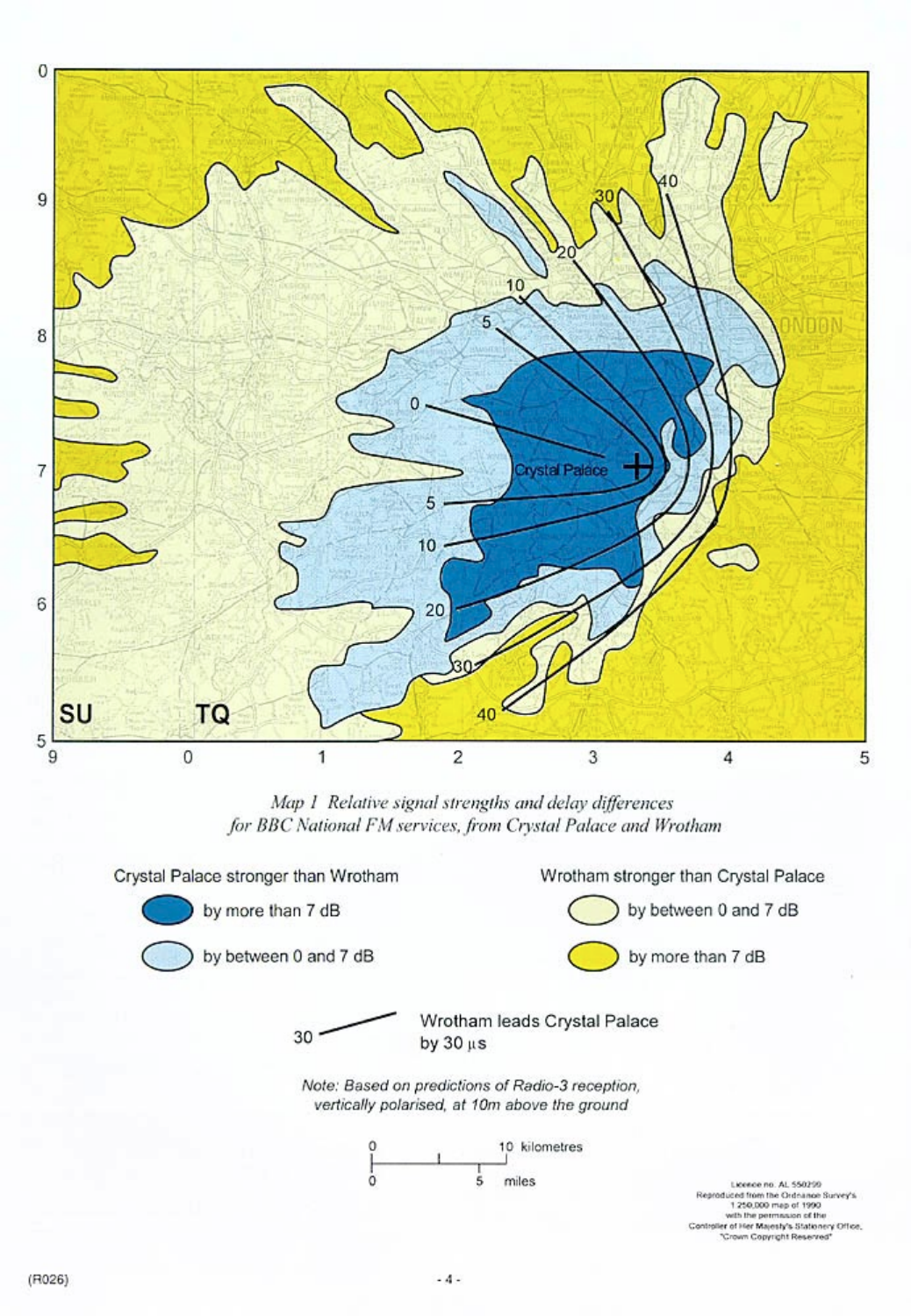*Map 1 Relative signal strengths and delay differences for BBC National FM services, from Crystal Palace and Wrotham*

Crystal Palace stronger than Wrotham

- by more than 7 dB
- by between 0 and 7 dB

Wrotham stronger than Crystal Palace

- by between 0 and 7 dB
- by more than 7 dB

30 — Wrotham leads Crystal Palace by 30 μs

*Note: Based on predictions of Radio-3 reception, vertically polarised, at 10m above the ground*

Licence no. AL 550299
Reproduced from the Ordnance Survey's 1:250,000 map of 1990 with the permission of the Controller of Her Majesty's Stationery Office, "Crown Copyright Reserved"

(R026)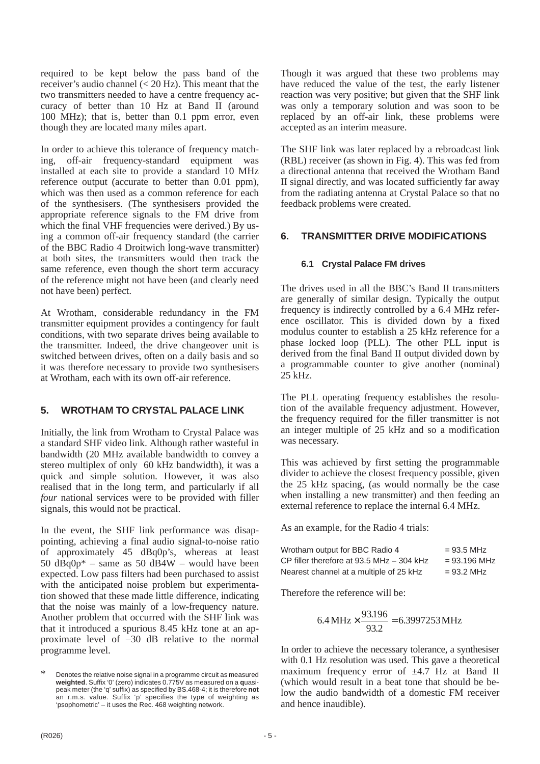required to be kept below the pass band of the receiver's audio channel (< 20 Hz). This meant that the two transmitters needed to have a centre frequency accuracy of better than 10 Hz at Band II (around 100 MHz); that is, better than 0.1 ppm error, even though they are located many miles apart.

In order to achieve this tolerance of frequency matching, off-air frequency-standard equipment was installed at each site to provide a standard 10 MHz reference output (accurate to better than 0.01 ppm), which was then used as a common reference for each of the synthesisers. (The synthesisers provided the appropriate reference signals to the FM drive from which the final VHF frequencies were derived.) By using a common off-air frequency standard (the carrier of the BBC Radio 4 Droitwich long-wave transmitter) at both sites, the transmitters would then track the same reference, even though the short term accuracy of the reference might not have been (and clearly need not have been) perfect.

At Wrotham, considerable redundancy in the FM transmitter equipment provides a contingency for fault conditions, with two separate drives being available to the transmitter. Indeed, the drive changeover unit is switched between drives, often on a daily basis and so it was therefore necessary to provide two synthesisers at Wrotham, each with its own off-air reference.

## 5. WROTHAM TO CRYSTAL PALACE LINK

Initially, the link from Wrotham to Crystal Palace was a standard SHF video link. Although rather wasteful in bandwidth (20 MHz available bandwidth to convey a stereo multiplex of only 60 kHz bandwidth), it was a quick and simple solution. However, it was also realised that in the long term, and particularly if all *four* national services were to be provided with filler signals, this would not be practical.

In the event, the SHF link performance was disappointing, achieving a final audio signal-to-noise ratio of approximately 45 dBq0p's, whereas at least 50 dBq0p* – same as 50 dB4W – would have been expected. Low pass filters had been purchased to assist with the anticipated noise problem but experimentation showed that these made little difference, indicating that the noise was mainly of a low-frequency nature. Another problem that occurred with the SHF link was that it introduced a spurious 8.45 kHz tone at an approximate level of –30 dB relative to the normal programme level.

\* Denotes the relative noise signal in a programme circuit as measured **weighted**. Suffix '0' (zero) indicates 0.775V as measured on a **q**uasi-peak meter (the 'q' suffix) as specified by BS.468-4; it is therefore **not** an r.m.s. value. Suffix 'p' specifies the type of weighting as 'psophometric' – it uses the Rec. 468 weighting network.

Though it was argued that these two problems may have reduced the value of the test, the early listener reaction was very positive; but given that the SHF link was only a temporary solution and was soon to be replaced by an off-air link, these problems were accepted as an interim measure.

The SHF link was later replaced by a rebroadcast link (RBL) receiver (as shown in Fig. 4). This was fed from a directional antenna that received the Wrotham Band II signal directly, and was located sufficiently far away from the radiating antenna at Crystal Palace so that no feedback problems were created.

## 6. TRANSMITTER DRIVE MODIFICATIONS

### 6.1 Crystal Palace FM drives

The drives used in all the BBC's Band II transmitters are generally of similar design. Typically the output frequency is indirectly controlled by a 6.4 MHz reference oscillator. This is divided down by a fixed modulus counter to establish a 25 kHz reference for a phase locked loop (PLL). The other PLL input is derived from the final Band II output divided down by a programmable counter to give another (nominal) 25 kHz.

The PLL operating frequency establishes the resolution of the available frequency adjustment. However, the frequency required for the filler transmitter is not an integer multiple of 25 kHz and so a modification was necessary.

This was achieved by first setting the programmable divider to achieve the closest frequency possible, given the 25 kHz spacing, (as would normally be the case when installing a new transmitter) and then feeding an external reference to replace the internal 6.4 MHz.

As an example, for the Radio 4 trials:

| | |
|---|---|
| Wrotham output for BBC Radio 4 | = 93.5 MHz |
| CP filler therefore at 93.5 MHz – 304 kHz | = 93.196 MHz |
| Nearest channel at a multiple of 25 kHz | = 93.2 MHz |

Therefore the reference will be:

$$6.4\,\text{MHz} \times \frac{93.196}{93.2} = 6.3997253\,\text{MHz}$$

In order to achieve the necessary tolerance, a synthesiser with 0.1 Hz resolution was used. This gave a theoretical maximum frequency error of ±4.7 Hz at Band II (which would result in a beat tone that should be below the audio bandwidth of a domestic FM receiver and hence inaudible).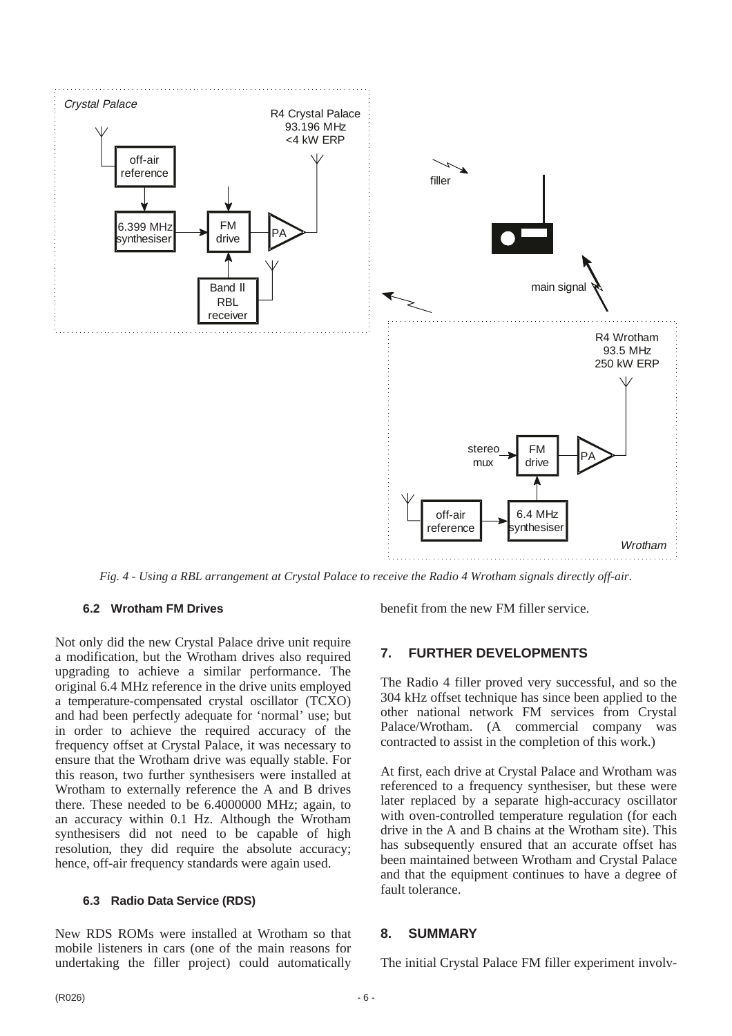*Fig. 4 - Using a RBL arrangement at Crystal Palace to receive the Radio 4 Wrotham signals directly off-air.*

### 6.2 Wrotham FM Drives

Not only did the new Crystal Palace drive unit require a modification, but the Wrotham drives also required upgrading to achieve a similar performance. The original 6.4 MHz reference in the drive units employed a temperature-compensated crystal oscillator (TCXO) and had been perfectly adequate for 'normal' use; but in order to achieve the required accuracy of the frequency offset at Crystal Palace, it was necessary to ensure that the Wrotham drive was equally stable. For this reason, two further synthesisers were installed at Wrotham to externally reference the A and B drives there. These needed to be 6.4000000 MHz; again, to an accuracy within 0.1 Hz. Although the Wrotham synthesisers did not need to be capable of high resolution, they did require the absolute accuracy; hence, off-air frequency standards were again used.

### 6.3 Radio Data Service (RDS)

New RDS ROMs were installed at Wrotham so that mobile listeners in cars (one of the main reasons for undertaking the filler project) could automatically benefit from the new FM filler service.

## 7. FURTHER DEVELOPMENTS

The Radio 4 filler proved very successful, and so the 304 kHz offset technique has since been applied to the other national network FM services from Crystal Palace/Wrotham. (A commercial company was contracted to assist in the completion of this work.)

At first, each drive at Crystal Palace and Wrotham was referenced to a frequency synthesiser, but these were later replaced by a separate high-accuracy oscillator with oven-controlled temperature regulation (for each drive in the A and B chains at the Wrotham site). This has subsequently ensured that an accurate offset has been maintained between Wrotham and Crystal Palace and that the equipment continues to have a degree of fault tolerance.

## 8. SUMMARY

The initial Crystal Palace FM filler experiment involv-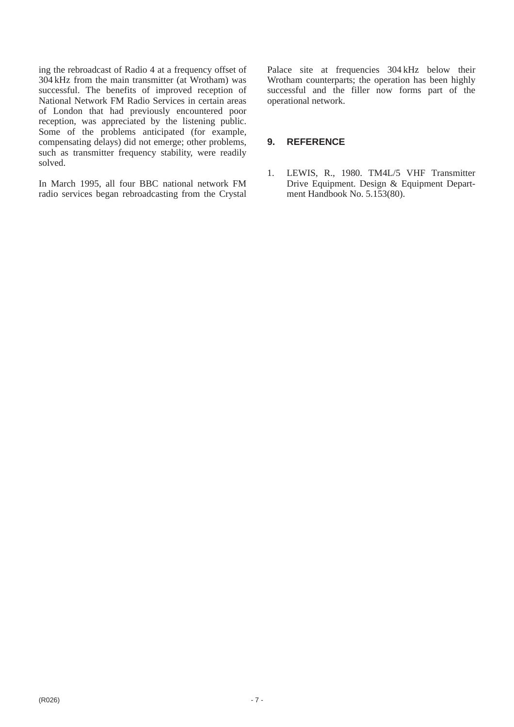ing the rebroadcast of Radio 4 at a frequency offset of 304 kHz from the main transmitter (at Wrotham) was successful. The benefits of improved reception of National Network FM Radio Services in certain areas of London that had previously encountered poor reception, was appreciated by the listening public. Some of the problems anticipated (for example, compensating delays) did not emerge; other problems, such as transmitter frequency stability, were readily solved.

In March 1995, all four BBC national network FM radio services began rebroadcasting from the Crystal Palace site at frequencies 304 kHz below their Wrotham counterparts; the operation has been highly successful and the filler now forms part of the operational network.

## 9. REFERENCE

1. LEWIS, R., 1980. TM4L/5 VHF Transmitter Drive Equipment. Design & Equipment Department Handbook No. 5.153(80).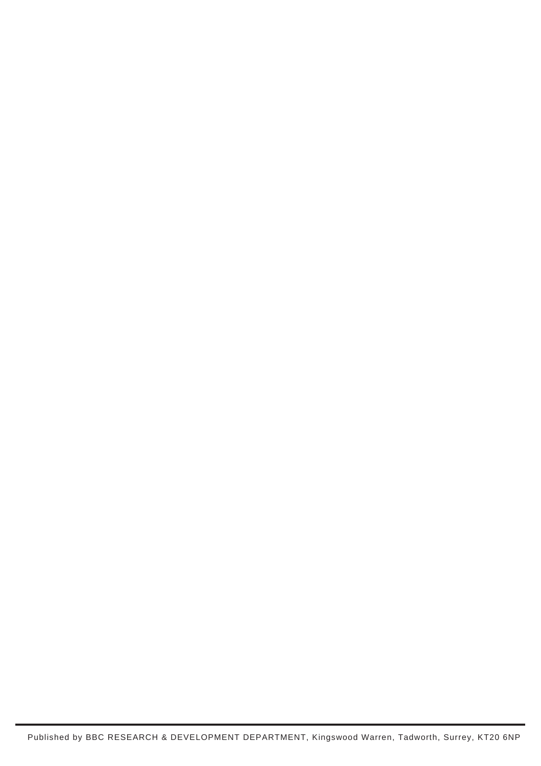Published by BBC RESEARCH & DEVELOPMENT DEPARTMENT, Kingswood Warren, Tadworth, Surrey, KT20 6NP